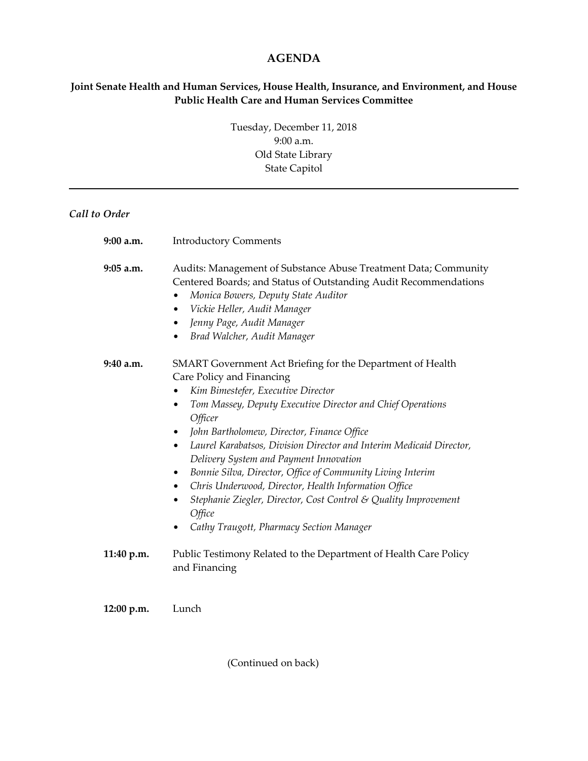# AGENDA

## Joint Senate Health and Human Services, House Health, Insurance, and Environment, and House Public Health Care and Human Services Committee

Tuesday, December 11, 2018
9:00 a.m.
Old State Library
State Capitol

---

*Call to Order*

**9:00 a.m.** Introductory Comments

**9:05 a.m.** Audits: Management of Substance Abuse Treatment Data; Community Centered Boards; and Status of Outstanding Audit Recommendations

- *Monica Bowers, Deputy State Auditor*
- *Vickie Heller, Audit Manager*
- *Jenny Page, Audit Manager*
- *Brad Walcher, Audit Manager*

**9:40 a.m.** SMART Government Act Briefing for the Department of Health Care Policy and Financing

- *Kim Bimestefer, Executive Director*
- *Tom Massey, Deputy Executive Director and Chief Operations Officer*
- *John Bartholomew, Director, Finance Office*
- *Laurel Karabatsos, Division Director and Interim Medicaid Director, Delivery System and Payment Innovation*
- *Bonnie Silva, Director, Office of Community Living Interim*
- *Chris Underwood, Director, Health Information Office*
- *Stephanie Ziegler, Director, Cost Control & Quality Improvement Office*
- *Cathy Traugott, Pharmacy Section Manager*

**11:40 p.m.** Public Testimony Related to the Department of Health Care Policy and Financing

**12:00 p.m.** Lunch

(Continued on back)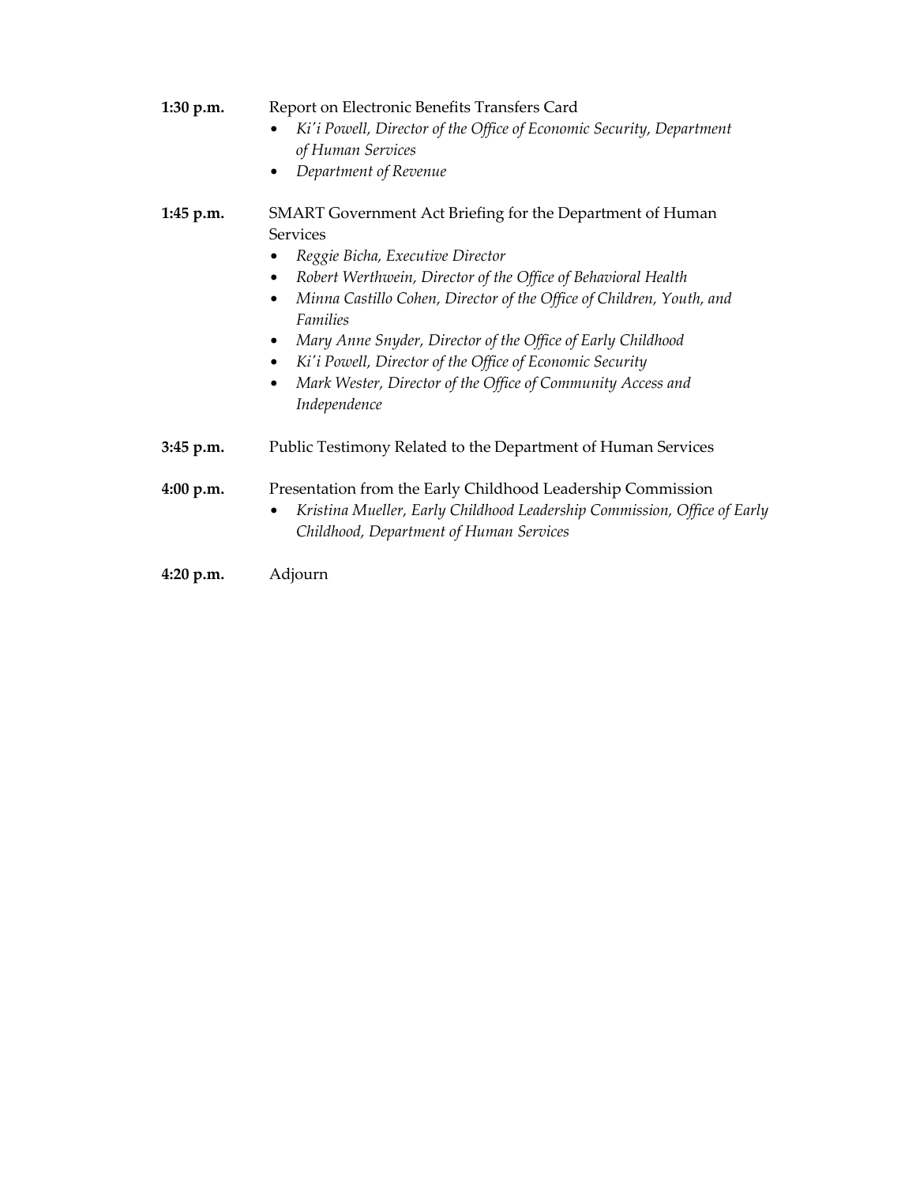**1:30 p.m.** Report on Electronic Benefits Transfers Card

- *Ki'i Powell, Director of the Office of Economic Security, Department of Human Services*
- *Department of Revenue*

**1:45 p.m.** SMART Government Act Briefing for the Department of Human Services

- *Reggie Bicha, Executive Director*
- *Robert Werthwein, Director of the Office of Behavioral Health*
- *Minna Castillo Cohen, Director of the Office of Children, Youth, and Families*
- *Mary Anne Snyder, Director of the Office of Early Childhood*
- *Ki'i Powell, Director of the Office of Economic Security*
- *Mark Wester, Director of the Office of Community Access and Independence*

**3:45 p.m.** Public Testimony Related to the Department of Human Services

**4:00 p.m.** Presentation from the Early Childhood Leadership Commission

- *Kristina Mueller, Early Childhood Leadership Commission, Office of Early Childhood, Department of Human Services*

**4:20 p.m.** Adjourn